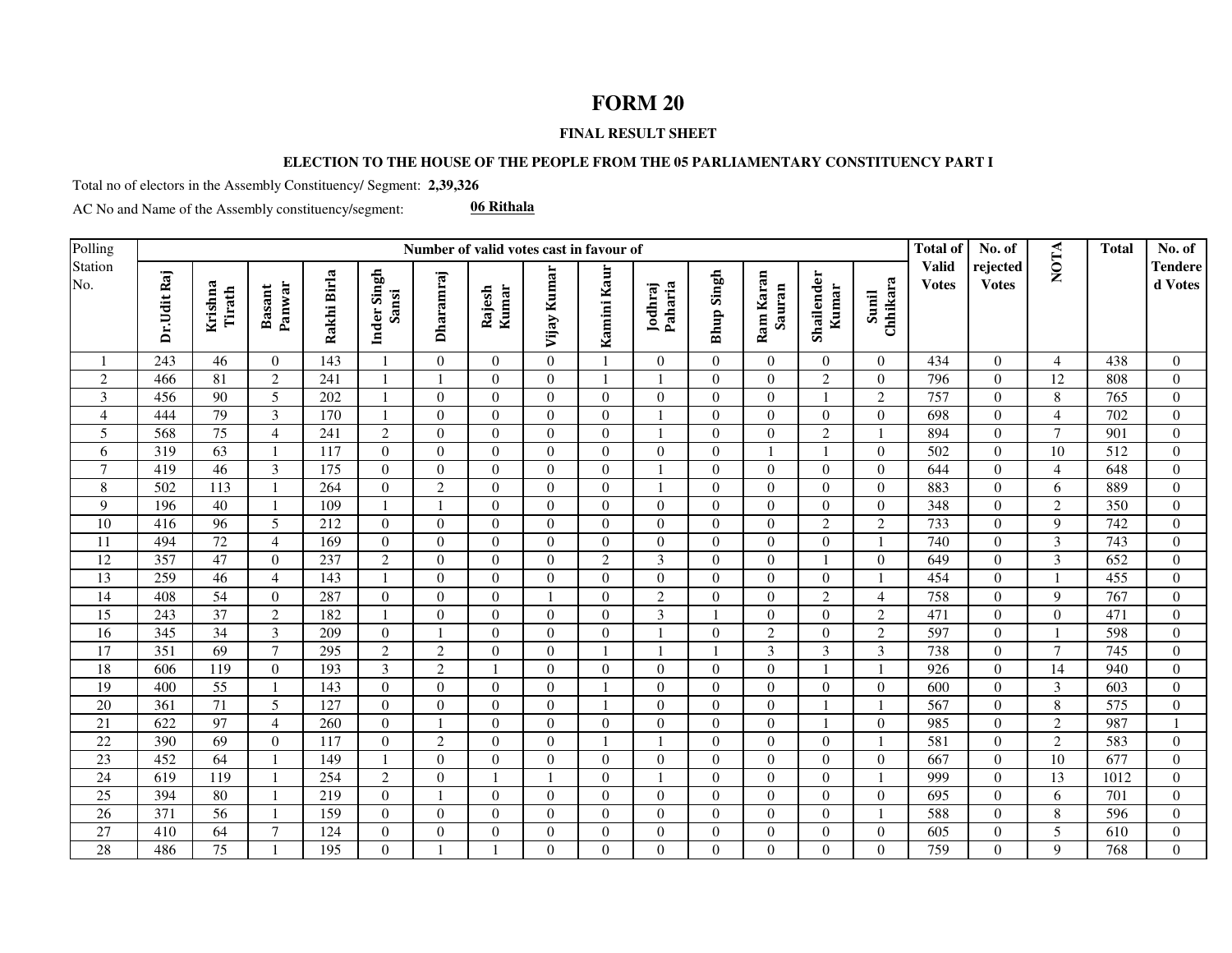# FORM 20

### FINAL RESULT SHEET

### ELECTION TO THE HOUSE OF THE PEOPLE FROM THE 05 PARLIAMENTARY CONSTITUENCY PART I

Total no of electors in the Assembly Constituency/ Segment: **2,39,326**

AC No and Name of the Assembly constituency/segment: **06 Rithala**

| Polling Station No. | Number of valid votes cast in favour of | | | | | | | | | | | | | | Total of Valid Votes | No. of rejected Votes | NOTA | Total | No. of Tendered Votes |
|---|---|---|---|---|---|---|---|---|---|---|---|---|---|---|---|---|---|---|---|
| | Dr.Udit Raj | Krishna Tirath | Basant Panwar | Rakhi Birla | Inder Singh Sansi | Dharamraj | Rajesh Kumar | Vijay Kumar | Kamini Kaur | Jodhraj Paharia | Bhup Singh | Ram Karan Sauran | Shailender Kumar | Sunil Chhikara | | | | | |
| 1 | 243 | 46 | 0 | 143 | 1 | 0 | 0 | 0 | 1 | 0 | 0 | 0 | 0 | 0 | 434 | 0 | 4 | 438 | 0 |
| 2 | 466 | 81 | 2 | 241 | 1 | 1 | 0 | 0 | 1 | 1 | 0 | 0 | 2 | 0 | 796 | 0 | 12 | 808 | 0 |
| 3 | 456 | 90 | 5 | 202 | 1 | 0 | 0 | 0 | 0 | 0 | 0 | 0 | 1 | 2 | 757 | 0 | 8 | 765 | 0 |
| 4 | 444 | 79 | 3 | 170 | 1 | 0 | 0 | 0 | 0 | 1 | 0 | 0 | 0 | 0 | 698 | 0 | 4 | 702 | 0 |
| 5 | 568 | 75 | 4 | 241 | 2 | 0 | 0 | 0 | 0 | 1 | 0 | 0 | 2 | 1 | 894 | 0 | 7 | 901 | 0 |
| 6 | 319 | 63 | 1 | 117 | 0 | 0 | 0 | 0 | 0 | 0 | 0 | 1 | 1 | 0 | 502 | 0 | 10 | 512 | 0 |
| 7 | 419 | 46 | 3 | 175 | 0 | 0 | 0 | 0 | 0 | 1 | 0 | 0 | 0 | 0 | 644 | 0 | 4 | 648 | 0 |
| 8 | 502 | 113 | 1 | 264 | 0 | 2 | 0 | 0 | 0 | 1 | 0 | 0 | 0 | 0 | 883 | 0 | 6 | 889 | 0 |
| 9 | 196 | 40 | 1 | 109 | 1 | 1 | 0 | 0 | 0 | 0 | 0 | 0 | 0 | 0 | 348 | 0 | 2 | 350 | 0 |
| 10 | 416 | 96 | 5 | 212 | 0 | 0 | 0 | 0 | 0 | 0 | 0 | 0 | 2 | 2 | 733 | 0 | 9 | 742 | 0 |
| 11 | 494 | 72 | 4 | 169 | 0 | 0 | 0 | 0 | 0 | 0 | 0 | 0 | 0 | 1 | 740 | 0 | 3 | 743 | 0 |
| 12 | 357 | 47 | 0 | 237 | 2 | 0 | 0 | 0 | 2 | 3 | 0 | 0 | 1 | 0 | 649 | 0 | 3 | 652 | 0 |
| 13 | 259 | 46 | 4 | 143 | 1 | 0 | 0 | 0 | 0 | 0 | 0 | 0 | 0 | 1 | 454 | 0 | 1 | 455 | 0 |
| 14 | 408 | 54 | 0 | 287 | 0 | 0 | 0 | 1 | 0 | 2 | 0 | 0 | 2 | 4 | 758 | 0 | 9 | 767 | 0 |
| 15 | 243 | 37 | 2 | 182 | 1 | 0 | 0 | 0 | 0 | 3 | 1 | 0 | 0 | 2 | 471 | 0 | 0 | 471 | 0 |
| 16 | 345 | 34 | 3 | 209 | 0 | 1 | 0 | 0 | 0 | 1 | 0 | 2 | 0 | 2 | 597 | 0 | 1 | 598 | 0 |
| 17 | 351 | 69 | 7 | 295 | 2 | 2 | 0 | 0 | 1 | 1 | 1 | 3 | 3 | 3 | 738 | 0 | 7 | 745 | 0 |
| 18 | 606 | 119 | 0 | 193 | 3 | 2 | 1 | 0 | 0 | 0 | 0 | 0 | 1 | 1 | 926 | 0 | 14 | 940 | 0 |
| 19 | 400 | 55 | 1 | 143 | 0 | 0 | 0 | 0 | 1 | 0 | 0 | 0 | 0 | 0 | 600 | 0 | 3 | 603 | 0 |
| 20 | 361 | 71 | 5 | 127 | 0 | 0 | 0 | 0 | 1 | 0 | 0 | 0 | 1 | 1 | 567 | 0 | 8 | 575 | 0 |
| 21 | 622 | 97 | 4 | 260 | 0 | 1 | 0 | 0 | 0 | 0 | 0 | 0 | 1 | 0 | 985 | 0 | 2 | 987 | 1 |
| 22 | 390 | 69 | 0 | 117 | 0 | 2 | 0 | 0 | 1 | 1 | 0 | 0 | 0 | 1 | 581 | 0 | 2 | 583 | 0 |
| 23 | 452 | 64 | 1 | 149 | 1 | 0 | 0 | 0 | 0 | 0 | 0 | 0 | 0 | 0 | 667 | 0 | 10 | 677 | 0 |
| 24 | 619 | 119 | 1 | 254 | 2 | 0 | 1 | 1 | 0 | 1 | 0 | 0 | 0 | 1 | 999 | 0 | 13 | 1012 | 0 |
| 25 | 394 | 80 | 1 | 219 | 0 | 1 | 0 | 0 | 0 | 0 | 0 | 0 | 0 | 0 | 695 | 0 | 6 | 701 | 0 |
| 26 | 371 | 56 | 1 | 159 | 0 | 0 | 0 | 0 | 0 | 0 | 0 | 0 | 0 | 1 | 588 | 0 | 8 | 596 | 0 |
| 27 | 410 | 64 | 7 | 124 | 0 | 0 | 0 | 0 | 0 | 0 | 0 | 0 | 0 | 0 | 605 | 0 | 5 | 610 | 0 |
| 28 | 486 | 75 | 1 | 195 | 0 | 1 | 1 | 0 | 0 | 0 | 0 | 0 | 0 | 0 | 759 | 0 | 9 | 768 | 0 |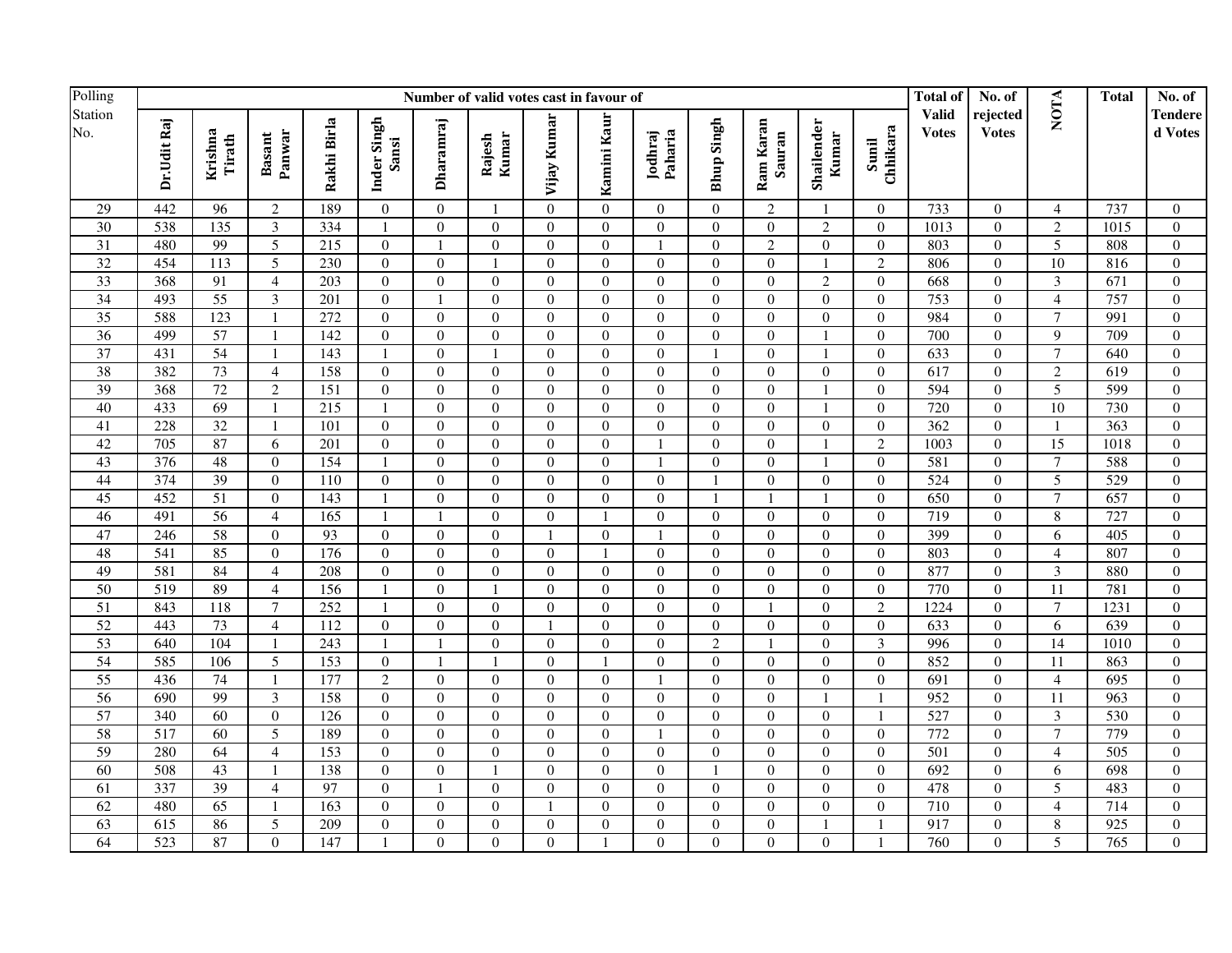| Polling Station No. | Number of valid votes cast in favour of | | | | | | | | | | | | | | Total of Valid Votes | No. of rejected Votes | NOTA | Total | No. of Tendered Votes |
|---|---|---|---|---|---|---|---|---|---|---|---|---|---|---|---|---|---|---|---|
| | Dr.Udit Raj | Krishna Tirath | Basant Panwar | Rakhi Birla | Inder Singh Sansi | Dharamraj | Rajesh Kumar | Vijay Kumar | Kamini Kaur | Jodhraj Paharia | Bhup Singh | Ram Karan Sauran | Shailender Kumar | Sunil Chhikara | | | | | |
| 29 | 442 | 96 | 2 | 189 | 0 | 0 | 1 | 0 | 0 | 0 | 0 | 2 | 1 | 0 | 733 | 0 | 4 | 737 | 0 |
| 30 | 538 | 135 | 3 | 334 | 1 | 0 | 0 | 0 | 0 | 0 | 0 | 0 | 2 | 0 | 1013 | 0 | 2 | 1015 | 0 |
| 31 | 480 | 99 | 5 | 215 | 0 | 1 | 0 | 0 | 0 | 1 | 0 | 2 | 0 | 0 | 803 | 0 | 5 | 808 | 0 |
| 32 | 454 | 113 | 5 | 230 | 0 | 0 | 1 | 0 | 0 | 0 | 0 | 0 | 1 | 2 | 806 | 0 | 10 | 816 | 0 |
| 33 | 368 | 91 | 4 | 203 | 0 | 0 | 0 | 0 | 0 | 0 | 0 | 0 | 2 | 0 | 668 | 0 | 3 | 671 | 0 |
| 34 | 493 | 55 | 3 | 201 | 0 | 1 | 0 | 0 | 0 | 0 | 0 | 0 | 0 | 0 | 753 | 0 | 4 | 757 | 0 |
| 35 | 588 | 123 | 1 | 272 | 0 | 0 | 0 | 0 | 0 | 0 | 0 | 0 | 0 | 0 | 984 | 0 | 7 | 991 | 0 |
| 36 | 499 | 57 | 1 | 142 | 0 | 0 | 0 | 0 | 0 | 0 | 0 | 0 | 1 | 0 | 700 | 0 | 9 | 709 | 0 |
| 37 | 431 | 54 | 1 | 143 | 1 | 0 | 1 | 0 | 0 | 0 | 1 | 0 | 1 | 0 | 633 | 0 | 7 | 640 | 0 |
| 38 | 382 | 73 | 4 | 158 | 0 | 0 | 0 | 0 | 0 | 0 | 0 | 0 | 0 | 0 | 617 | 0 | 2 | 619 | 0 |
| 39 | 368 | 72 | 2 | 151 | 0 | 0 | 0 | 0 | 0 | 0 | 0 | 0 | 1 | 0 | 594 | 0 | 5 | 599 | 0 |
| 40 | 433 | 69 | 1 | 215 | 1 | 0 | 0 | 0 | 0 | 0 | 0 | 0 | 1 | 0 | 720 | 0 | 10 | 730 | 0 |
| 41 | 228 | 32 | 1 | 101 | 0 | 0 | 0 | 0 | 0 | 0 | 0 | 0 | 0 | 0 | 362 | 0 | 1 | 363 | 0 |
| 42 | 705 | 87 | 6 | 201 | 0 | 0 | 0 | 0 | 0 | 1 | 0 | 0 | 1 | 2 | 1003 | 0 | 15 | 1018 | 0 |
| 43 | 376 | 48 | 0 | 154 | 1 | 0 | 0 | 0 | 0 | 1 | 0 | 0 | 1 | 0 | 581 | 0 | 7 | 588 | 0 |
| 44 | 374 | 39 | 0 | 110 | 0 | 0 | 0 | 0 | 0 | 0 | 1 | 0 | 0 | 0 | 524 | 0 | 5 | 529 | 0 |
| 45 | 452 | 51 | 0 | 143 | 1 | 0 | 0 | 0 | 0 | 0 | 1 | 1 | 1 | 0 | 650 | 0 | 7 | 657 | 0 |
| 46 | 491 | 56 | 4 | 165 | 1 | 1 | 0 | 0 | 1 | 0 | 0 | 0 | 0 | 0 | 719 | 0 | 8 | 727 | 0 |
| 47 | 246 | 58 | 0 | 93 | 0 | 0 | 0 | 1 | 0 | 1 | 0 | 0 | 0 | 0 | 399 | 0 | 6 | 405 | 0 |
| 48 | 541 | 85 | 0 | 176 | 0 | 0 | 0 | 0 | 1 | 0 | 0 | 0 | 0 | 0 | 803 | 0 | 4 | 807 | 0 |
| 49 | 581 | 84 | 4 | 208 | 0 | 0 | 0 | 0 | 0 | 0 | 0 | 0 | 0 | 0 | 877 | 0 | 3 | 880 | 0 |
| 50 | 519 | 89 | 4 | 156 | 1 | 0 | 1 | 0 | 0 | 0 | 0 | 0 | 0 | 0 | 770 | 0 | 11 | 781 | 0 |
| 51 | 843 | 118 | 7 | 252 | 1 | 0 | 0 | 0 | 0 | 0 | 0 | 1 | 0 | 2 | 1224 | 0 | 7 | 1231 | 0 |
| 52 | 443 | 73 | 4 | 112 | 0 | 0 | 0 | 1 | 0 | 0 | 0 | 0 | 0 | 0 | 633 | 0 | 6 | 639 | 0 |
| 53 | 640 | 104 | 1 | 243 | 1 | 1 | 0 | 0 | 0 | 0 | 2 | 1 | 0 | 3 | 996 | 0 | 14 | 1010 | 0 |
| 54 | 585 | 106 | 5 | 153 | 0 | 1 | 1 | 0 | 1 | 0 | 0 | 0 | 0 | 0 | 852 | 0 | 11 | 863 | 0 |
| 55 | 436 | 74 | 1 | 177 | 2 | 0 | 0 | 0 | 0 | 1 | 0 | 0 | 0 | 0 | 691 | 0 | 4 | 695 | 0 |
| 56 | 690 | 99 | 3 | 158 | 0 | 0 | 0 | 0 | 0 | 0 | 0 | 0 | 1 | 1 | 952 | 0 | 11 | 963 | 0 |
| 57 | 340 | 60 | 0 | 126 | 0 | 0 | 0 | 0 | 0 | 0 | 0 | 0 | 0 | 1 | 527 | 0 | 3 | 530 | 0 |
| 58 | 517 | 60 | 5 | 189 | 0 | 0 | 0 | 0 | 0 | 1 | 0 | 0 | 0 | 0 | 772 | 0 | 7 | 779 | 0 |
| 59 | 280 | 64 | 4 | 153 | 0 | 0 | 0 | 0 | 0 | 0 | 0 | 0 | 0 | 0 | 501 | 0 | 4 | 505 | 0 |
| 60 | 508 | 43 | 1 | 138 | 0 | 0 | 1 | 0 | 0 | 0 | 1 | 0 | 0 | 0 | 692 | 0 | 6 | 698 | 0 |
| 61 | 337 | 39 | 4 | 97 | 0 | 1 | 0 | 0 | 0 | 0 | 0 | 0 | 0 | 0 | 478 | 0 | 5 | 483 | 0 |
| 62 | 480 | 65 | 1 | 163 | 0 | 0 | 0 | 1 | 0 | 0 | 0 | 0 | 0 | 0 | 710 | 0 | 4 | 714 | 0 |
| 63 | 615 | 86 | 5 | 209 | 0 | 0 | 0 | 0 | 0 | 0 | 0 | 0 | 1 | 1 | 917 | 0 | 8 | 925 | 0 |
| 64 | 523 | 87 | 0 | 147 | 1 | 0 | 0 | 0 | 1 | 0 | 0 | 0 | 0 | 1 | 760 | 0 | 5 | 765 | 0 |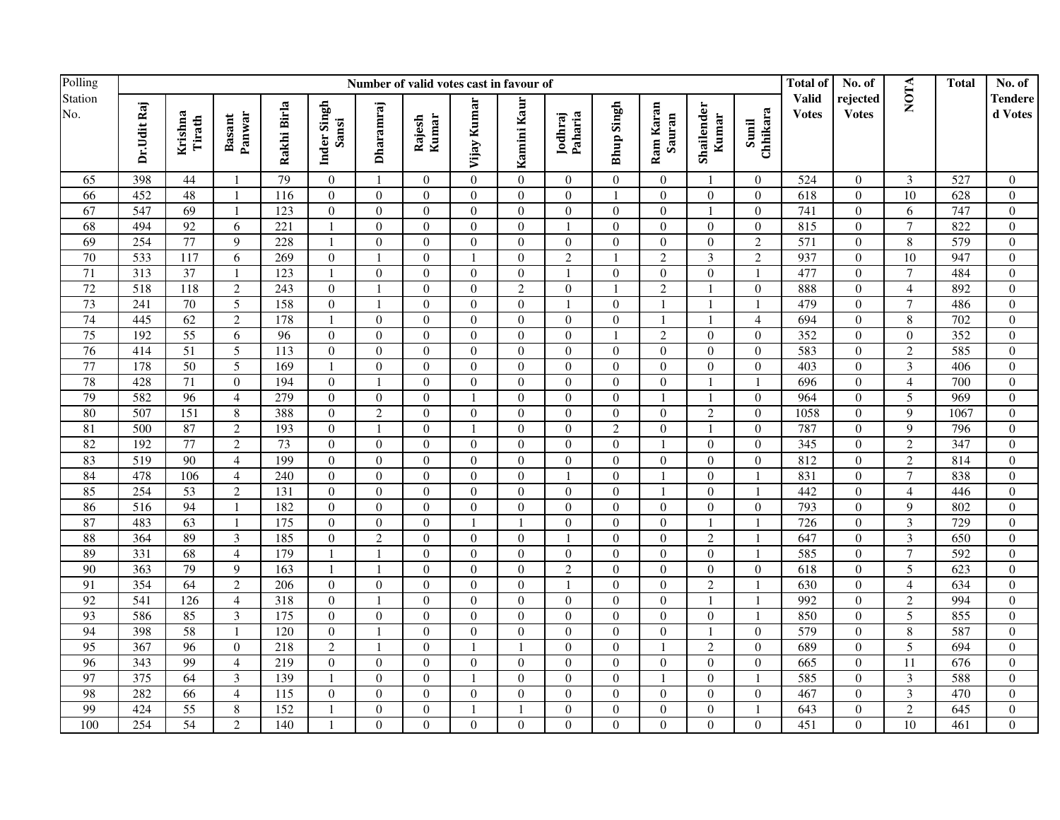| Polling Station No. | Number of valid votes cast in favour of | | | | | | | | | | | | | | Total of Valid Votes | No. of rejected Votes | NOTA | Total | No. of Tendered Votes |
|---|---|---|---|---|---|---|---|---|---|---|---|---|---|---|---|---|---|---|---|
| | Dr.Udit Raj | Krishna Tirath | Basant Panwar | Rakhi Birla | Inder Singh Sansi | Dharamraj | Rajesh Kumar | Vijay Kumar | Kamini Kaur | Jodhraj Paharia | Bhup Singh | Ram Karan Sauran | Shailender Kumar | Sunil Chhikara | | | | | |
| 65 | 398 | 44 | 1 | 79 | 0 | 1 | 0 | 0 | 0 | 0 | 0 | 0 | 1 | 0 | 524 | 0 | 3 | 527 | 0 |
| 66 | 452 | 48 | 1 | 116 | 0 | 0 | 0 | 0 | 0 | 0 | 1 | 0 | 0 | 0 | 618 | 0 | 10 | 628 | 0 |
| 67 | 547 | 69 | 1 | 123 | 0 | 0 | 0 | 0 | 0 | 0 | 0 | 0 | 1 | 0 | 741 | 0 | 6 | 747 | 0 |
| 68 | 494 | 92 | 6 | 221 | 1 | 0 | 0 | 0 | 0 | 1 | 0 | 0 | 0 | 0 | 815 | 0 | 7 | 822 | 0 |
| 69 | 254 | 77 | 9 | 228 | 1 | 0 | 0 | 0 | 0 | 0 | 0 | 0 | 0 | 2 | 571 | 0 | 8 | 579 | 0 |
| 70 | 533 | 117 | 6 | 269 | 0 | 1 | 0 | 1 | 0 | 2 | 1 | 2 | 3 | 2 | 937 | 0 | 10 | 947 | 0 |
| 71 | 313 | 37 | 1 | 123 | 1 | 0 | 0 | 0 | 0 | 1 | 0 | 0 | 0 | 1 | 477 | 0 | 7 | 484 | 0 |
| 72 | 518 | 118 | 2 | 243 | 0 | 1 | 0 | 0 | 2 | 0 | 1 | 2 | 1 | 0 | 888 | 0 | 4 | 892 | 0 |
| 73 | 241 | 70 | 5 | 158 | 0 | 1 | 0 | 0 | 0 | 1 | 0 | 1 | 1 | 1 | 479 | 0 | 7 | 486 | 0 |
| 74 | 445 | 62 | 2 | 178 | 1 | 0 | 0 | 0 | 0 | 0 | 0 | 1 | 1 | 4 | 694 | 0 | 8 | 702 | 0 |
| 75 | 192 | 55 | 6 | 96 | 0 | 0 | 0 | 0 | 0 | 0 | 1 | 2 | 0 | 0 | 352 | 0 | 0 | 352 | 0 |
| 76 | 414 | 51 | 5 | 113 | 0 | 0 | 0 | 0 | 0 | 0 | 0 | 0 | 0 | 0 | 583 | 0 | 2 | 585 | 0 |
| 77 | 178 | 50 | 5 | 169 | 1 | 0 | 0 | 0 | 0 | 0 | 0 | 0 | 0 | 0 | 403 | 0 | 3 | 406 | 0 |
| 78 | 428 | 71 | 0 | 194 | 0 | 1 | 0 | 0 | 0 | 0 | 0 | 0 | 1 | 1 | 696 | 0 | 4 | 700 | 0 |
| 79 | 582 | 96 | 4 | 279 | 0 | 0 | 0 | 1 | 0 | 0 | 0 | 1 | 1 | 0 | 964 | 0 | 5 | 969 | 0 |
| 80 | 507 | 151 | 8 | 388 | 0 | 2 | 0 | 0 | 0 | 0 | 0 | 0 | 2 | 0 | 1058 | 0 | 9 | 1067 | 0 |
| 81 | 500 | 87 | 2 | 193 | 0 | 1 | 0 | 1 | 0 | 0 | 2 | 0 | 1 | 0 | 787 | 0 | 9 | 796 | 0 |
| 82 | 192 | 77 | 2 | 73 | 0 | 0 | 0 | 0 | 0 | 0 | 0 | 1 | 0 | 0 | 345 | 0 | 2 | 347 | 0 |
| 83 | 519 | 90 | 4 | 199 | 0 | 0 | 0 | 0 | 0 | 0 | 0 | 0 | 0 | 0 | 812 | 0 | 2 | 814 | 0 |
| 84 | 478 | 106 | 4 | 240 | 0 | 0 | 0 | 0 | 0 | 1 | 0 | 1 | 0 | 1 | 831 | 0 | 7 | 838 | 0 |
| 85 | 254 | 53 | 2 | 131 | 0 | 0 | 0 | 0 | 0 | 0 | 0 | 1 | 0 | 1 | 442 | 0 | 4 | 446 | 0 |
| 86 | 516 | 94 | 1 | 182 | 0 | 0 | 0 | 0 | 0 | 0 | 0 | 0 | 0 | 0 | 793 | 0 | 9 | 802 | 0 |
| 87 | 483 | 63 | 1 | 175 | 0 | 0 | 0 | 1 | 1 | 0 | 0 | 0 | 1 | 1 | 726 | 0 | 3 | 729 | 0 |
| 88 | 364 | 89 | 3 | 185 | 0 | 2 | 0 | 0 | 0 | 1 | 0 | 0 | 2 | 1 | 647 | 0 | 3 | 650 | 0 |
| 89 | 331 | 68 | 4 | 179 | 1 | 1 | 0 | 0 | 0 | 0 | 0 | 0 | 0 | 1 | 585 | 0 | 7 | 592 | 0 |
| 90 | 363 | 79 | 9 | 163 | 1 | 1 | 0 | 0 | 0 | 2 | 0 | 0 | 0 | 0 | 618 | 0 | 5 | 623 | 0 |
| 91 | 354 | 64 | 2 | 206 | 0 | 0 | 0 | 0 | 0 | 1 | 0 | 0 | 2 | 1 | 630 | 0 | 4 | 634 | 0 |
| 92 | 541 | 126 | 4 | 318 | 0 | 1 | 0 | 0 | 0 | 0 | 0 | 0 | 1 | 1 | 992 | 0 | 2 | 994 | 0 |
| 93 | 586 | 85 | 3 | 175 | 0 | 0 | 0 | 0 | 0 | 0 | 0 | 0 | 0 | 1 | 850 | 0 | 5 | 855 | 0 |
| 94 | 398 | 58 | 1 | 120 | 0 | 1 | 0 | 0 | 0 | 0 | 0 | 0 | 1 | 0 | 579 | 0 | 8 | 587 | 0 |
| 95 | 367 | 96 | 0 | 218 | 2 | 1 | 0 | 1 | 1 | 0 | 0 | 1 | 2 | 0 | 689 | 0 | 5 | 694 | 0 |
| 96 | 343 | 99 | 4 | 219 | 0 | 0 | 0 | 0 | 0 | 0 | 0 | 0 | 0 | 0 | 665 | 0 | 11 | 676 | 0 |
| 97 | 375 | 64 | 3 | 139 | 1 | 0 | 0 | 1 | 0 | 0 | 0 | 1 | 0 | 1 | 585 | 0 | 3 | 588 | 0 |
| 98 | 282 | 66 | 4 | 115 | 0 | 0 | 0 | 0 | 0 | 0 | 0 | 0 | 0 | 0 | 467 | 0 | 3 | 470 | 0 |
| 99 | 424 | 55 | 8 | 152 | 1 | 0 | 0 | 1 | 1 | 0 | 0 | 0 | 0 | 1 | 643 | 0 | 2 | 645 | 0 |
| 100 | 254 | 54 | 2 | 140 | 1 | 0 | 0 | 0 | 0 | 0 | 0 | 0 | 0 | 0 | 451 | 0 | 10 | 461 | 0 |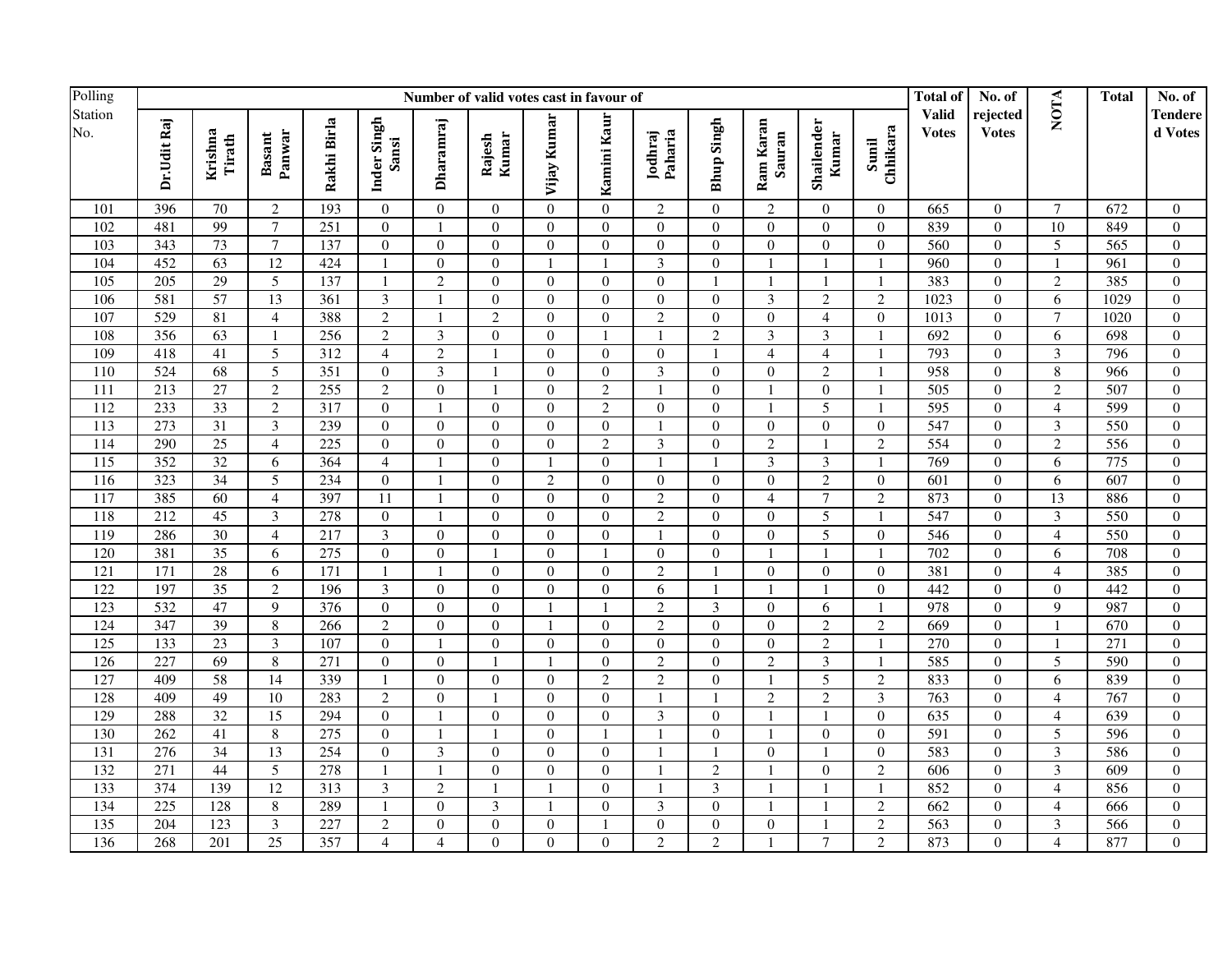| Polling Station No. | Number of valid votes cast in favour of | | | | | | | | | | | | | | Total of Valid Votes | No. of rejected Votes | NOTA | Total | No. of Tendered Votes |
|---|---|---|---|---|---|---|---|---|---|---|---|---|---|---|---|---|---|---|---|
| | Dr.Udit Raj | Krishna Tirath | Basant Panwar | Rakhi Birla | Inder Singh Sansi | Dharamraj | Rajesh Kumar | Vijay Kumar | Kamini Kaur | Jodhraj Paharia | Bhup Singh | Ram Karan Sauran | Shailender Kumar | Sunil Chhikara | | | | | |
| 101 | 396 | 70 | 2 | 193 | 0 | 0 | 0 | 0 | 0 | 2 | 0 | 2 | 0 | 0 | 665 | 0 | 7 | 672 | 0 |
| 102 | 481 | 99 | 7 | 251 | 0 | 1 | 0 | 0 | 0 | 0 | 0 | 0 | 0 | 0 | 839 | 0 | 10 | 849 | 0 |
| 103 | 343 | 73 | 7 | 137 | 0 | 0 | 0 | 0 | 0 | 0 | 0 | 0 | 0 | 0 | 560 | 0 | 5 | 565 | 0 |
| 104 | 452 | 63 | 12 | 424 | 1 | 0 | 0 | 1 | 1 | 3 | 0 | 1 | 1 | 1 | 960 | 0 | 1 | 961 | 0 |
| 105 | 205 | 29 | 5 | 137 | 1 | 2 | 0 | 0 | 0 | 0 | 1 | 1 | 1 | 1 | 383 | 0 | 2 | 385 | 0 |
| 106 | 581 | 57 | 13 | 361 | 3 | 1 | 0 | 0 | 0 | 0 | 0 | 3 | 2 | 2 | 1023 | 0 | 6 | 1029 | 0 |
| 107 | 529 | 81 | 4 | 388 | 2 | 1 | 2 | 0 | 0 | 2 | 0 | 0 | 4 | 0 | 1013 | 0 | 7 | 1020 | 0 |
| 108 | 356 | 63 | 1 | 256 | 2 | 3 | 0 | 0 | 1 | 1 | 2 | 3 | 3 | 1 | 692 | 0 | 6 | 698 | 0 |
| 109 | 418 | 41 | 5 | 312 | 4 | 2 | 1 | 0 | 0 | 0 | 1 | 4 | 4 | 1 | 793 | 0 | 3 | 796 | 0 |
| 110 | 524 | 68 | 5 | 351 | 0 | 3 | 1 | 0 | 0 | 3 | 0 | 0 | 2 | 1 | 958 | 0 | 8 | 966 | 0 |
| 111 | 213 | 27 | 2 | 255 | 2 | 0 | 1 | 0 | 2 | 1 | 0 | 1 | 0 | 1 | 505 | 0 | 2 | 507 | 0 |
| 112 | 233 | 33 | 2 | 317 | 0 | 1 | 0 | 0 | 2 | 0 | 0 | 1 | 5 | 1 | 595 | 0 | 4 | 599 | 0 |
| 113 | 273 | 31 | 3 | 239 | 0 | 0 | 0 | 0 | 0 | 1 | 0 | 0 | 0 | 0 | 547 | 0 | 3 | 550 | 0 |
| 114 | 290 | 25 | 4 | 225 | 0 | 0 | 0 | 0 | 2 | 3 | 0 | 2 | 1 | 2 | 554 | 0 | 2 | 556 | 0 |
| 115 | 352 | 32 | 6 | 364 | 4 | 1 | 0 | 1 | 0 | 1 | 1 | 3 | 3 | 1 | 769 | 0 | 6 | 775 | 0 |
| 116 | 323 | 34 | 5 | 234 | 0 | 1 | 0 | 2 | 0 | 0 | 0 | 0 | 2 | 0 | 601 | 0 | 6 | 607 | 0 |
| 117 | 385 | 60 | 4 | 397 | 11 | 1 | 0 | 0 | 0 | 2 | 0 | 4 | 7 | 2 | 873 | 0 | 13 | 886 | 0 |
| 118 | 212 | 45 | 3 | 278 | 0 | 1 | 0 | 0 | 0 | 2 | 0 | 0 | 5 | 1 | 547 | 0 | 3 | 550 | 0 |
| 119 | 286 | 30 | 4 | 217 | 3 | 0 | 0 | 0 | 0 | 1 | 0 | 0 | 5 | 0 | 546 | 0 | 4 | 550 | 0 |
| 120 | 381 | 35 | 6 | 275 | 0 | 0 | 1 | 0 | 1 | 0 | 0 | 1 | 1 | 1 | 702 | 0 | 6 | 708 | 0 |
| 121 | 171 | 28 | 6 | 171 | 1 | 1 | 0 | 0 | 0 | 2 | 1 | 0 | 0 | 0 | 381 | 0 | 4 | 385 | 0 |
| 122 | 197 | 35 | 2 | 196 | 3 | 0 | 0 | 0 | 0 | 6 | 1 | 1 | 1 | 0 | 442 | 0 | 0 | 442 | 0 |
| 123 | 532 | 47 | 9 | 376 | 0 | 0 | 0 | 1 | 1 | 2 | 3 | 0 | 6 | 1 | 978 | 0 | 9 | 987 | 0 |
| 124 | 347 | 39 | 8 | 266 | 2 | 0 | 0 | 1 | 0 | 2 | 0 | 0 | 2 | 2 | 669 | 0 | 1 | 670 | 0 |
| 125 | 133 | 23 | 3 | 107 | 0 | 1 | 0 | 0 | 0 | 0 | 0 | 0 | 2 | 1 | 270 | 0 | 1 | 271 | 0 |
| 126 | 227 | 69 | 8 | 271 | 0 | 0 | 1 | 1 | 0 | 2 | 0 | 2 | 3 | 1 | 585 | 0 | 5 | 590 | 0 |
| 127 | 409 | 58 | 14 | 339 | 1 | 0 | 0 | 0 | 2 | 2 | 0 | 1 | 5 | 2 | 833 | 0 | 6 | 839 | 0 |
| 128 | 409 | 49 | 10 | 283 | 2 | 0 | 1 | 0 | 0 | 1 | 1 | 2 | 2 | 3 | 763 | 0 | 4 | 767 | 0 |
| 129 | 288 | 32 | 15 | 294 | 0 | 1 | 0 | 0 | 0 | 3 | 0 | 1 | 1 | 0 | 635 | 0 | 4 | 639 | 0 |
| 130 | 262 | 41 | 8 | 275 | 0 | 1 | 1 | 0 | 1 | 1 | 0 | 1 | 0 | 0 | 591 | 0 | 5 | 596 | 0 |
| 131 | 276 | 34 | 13 | 254 | 0 | 3 | 0 | 0 | 0 | 1 | 1 | 0 | 1 | 0 | 583 | 0 | 3 | 586 | 0 |
| 132 | 271 | 44 | 5 | 278 | 1 | 1 | 0 | 0 | 0 | 1 | 2 | 1 | 0 | 2 | 606 | 0 | 3 | 609 | 0 |
| 133 | 374 | 139 | 12 | 313 | 3 | 2 | 1 | 1 | 0 | 1 | 3 | 1 | 1 | 1 | 852 | 0 | 4 | 856 | 0 |
| 134 | 225 | 128 | 8 | 289 | 1 | 0 | 3 | 1 | 0 | 3 | 0 | 1 | 1 | 2 | 662 | 0 | 4 | 666 | 0 |
| 135 | 204 | 123 | 3 | 227 | 2 | 0 | 0 | 0 | 1 | 0 | 0 | 0 | 1 | 2 | 563 | 0 | 3 | 566 | 0 |
| 136 | 268 | 201 | 25 | 357 | 4 | 4 | 0 | 0 | 0 | 2 | 2 | 1 | 7 | 2 | 873 | 0 | 4 | 877 | 0 |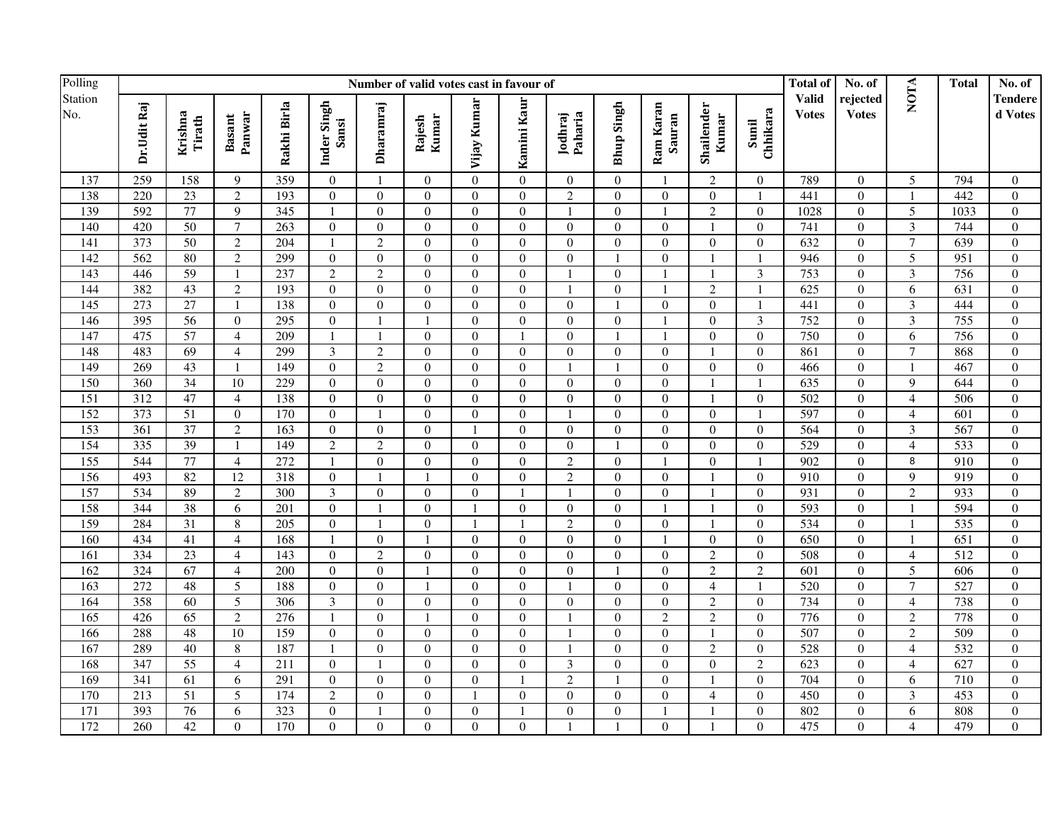| Polling Station No. | Number of valid votes cast in favour of | | | | | | | | | | | | | | Total of Valid Votes | No. of rejected Votes | NOTA | Total | No. of Tendered Votes |
|---|---|---|---|---|---|---|---|---|---|---|---|---|---|---|---|---|---|---|---|
| | Dr.Udit Raj | Krishna Tirath | Basant Panwar | Rakhi Birla | Inder Singh Sansi | Dharamraj | Rajesh Kumar | Vijay Kumar | Kamini Kaur | Jodhraj Paharia | Bhup Singh | Ram Karan Sauran | Shailender Kumar | Sunil Chhikara | | | | | |
| 137 | 259 | 158 | 9 | 359 | 0 | 1 | 0 | 0 | 0 | 0 | 0 | 1 | 2 | 0 | 789 | 0 | 5 | 794 | 0 |
| 138 | 220 | 23 | 2 | 193 | 0 | 0 | 0 | 0 | 0 | 2 | 0 | 0 | 0 | 1 | 441 | 0 | 1 | 442 | 0 |
| 139 | 592 | 77 | 9 | 345 | 1 | 0 | 0 | 0 | 0 | 1 | 0 | 1 | 2 | 0 | 1028 | 0 | 5 | 1033 | 0 |
| 140 | 420 | 50 | 7 | 263 | 0 | 0 | 0 | 0 | 0 | 0 | 0 | 0 | 1 | 0 | 741 | 0 | 3 | 744 | 0 |
| 141 | 373 | 50 | 2 | 204 | 1 | 2 | 0 | 0 | 0 | 0 | 0 | 0 | 0 | 0 | 632 | 0 | 7 | 639 | 0 |
| 142 | 562 | 80 | 2 | 299 | 0 | 0 | 0 | 0 | 0 | 0 | 1 | 0 | 1 | 1 | 946 | 0 | 5 | 951 | 0 |
| 143 | 446 | 59 | 1 | 237 | 2 | 2 | 0 | 0 | 0 | 1 | 0 | 1 | 1 | 3 | 753 | 0 | 3 | 756 | 0 |
| 144 | 382 | 43 | 2 | 193 | 0 | 0 | 0 | 0 | 0 | 1 | 0 | 1 | 2 | 1 | 625 | 0 | 6 | 631 | 0 |
| 145 | 273 | 27 | 1 | 138 | 0 | 0 | 0 | 0 | 0 | 0 | 1 | 0 | 0 | 1 | 441 | 0 | 3 | 444 | 0 |
| 146 | 395 | 56 | 0 | 295 | 0 | 1 | 1 | 0 | 0 | 0 | 0 | 1 | 0 | 3 | 752 | 0 | 3 | 755 | 0 |
| 147 | 475 | 57 | 4 | 209 | 1 | 1 | 0 | 0 | 1 | 0 | 1 | 1 | 0 | 0 | 750 | 0 | 6 | 756 | 0 |
| 148 | 483 | 69 | 4 | 299 | 3 | 2 | 0 | 0 | 0 | 0 | 0 | 0 | 1 | 0 | 861 | 0 | 7 | 868 | 0 |
| 149 | 269 | 43 | 1 | 149 | 0 | 2 | 0 | 0 | 0 | 1 | 1 | 0 | 0 | 0 | 466 | 0 | 1 | 467 | 0 |
| 150 | 360 | 34 | 10 | 229 | 0 | 0 | 0 | 0 | 0 | 0 | 0 | 0 | 1 | 1 | 635 | 0 | 9 | 644 | 0 |
| 151 | 312 | 47 | 4 | 138 | 0 | 0 | 0 | 0 | 0 | 0 | 0 | 0 | 1 | 0 | 502 | 0 | 4 | 506 | 0 |
| 152 | 373 | 51 | 0 | 170 | 0 | 1 | 0 | 0 | 0 | 1 | 0 | 0 | 0 | 1 | 597 | 0 | 4 | 601 | 0 |
| 153 | 361 | 37 | 2 | 163 | 0 | 0 | 0 | 1 | 0 | 0 | 0 | 0 | 0 | 0 | 564 | 0 | 3 | 567 | 0 |
| 154 | 335 | 39 | 1 | 149 | 2 | 2 | 0 | 0 | 0 | 0 | 1 | 0 | 0 | 0 | 529 | 0 | 4 | 533 | 0 |
| 155 | 544 | 77 | 4 | 272 | 1 | 0 | 0 | 0 | 0 | 2 | 0 | 1 | 0 | 1 | 902 | 0 | 8 | 910 | 0 |
| 156 | 493 | 82 | 12 | 318 | 0 | 1 | 1 | 0 | 0 | 2 | 0 | 0 | 1 | 0 | 910 | 0 | 9 | 919 | 0 |
| 157 | 534 | 89 | 2 | 300 | 3 | 0 | 0 | 0 | 1 | 1 | 0 | 0 | 1 | 0 | 931 | 0 | 2 | 933 | 0 |
| 158 | 344 | 38 | 6 | 201 | 0 | 1 | 0 | 1 | 0 | 0 | 0 | 1 | 1 | 0 | 593 | 0 | 1 | 594 | 0 |
| 159 | 284 | 31 | 8 | 205 | 0 | 1 | 0 | 1 | 1 | 2 | 0 | 0 | 1 | 0 | 534 | 0 | 1 | 535 | 0 |
| 160 | 434 | 41 | 4 | 168 | 1 | 0 | 1 | 0 | 0 | 0 | 0 | 1 | 0 | 0 | 650 | 0 | 1 | 651 | 0 |
| 161 | 334 | 23 | 4 | 143 | 0 | 2 | 0 | 0 | 0 | 0 | 0 | 0 | 2 | 0 | 508 | 0 | 4 | 512 | 0 |
| 162 | 324 | 67 | 4 | 200 | 0 | 0 | 1 | 0 | 0 | 0 | 1 | 0 | 2 | 2 | 601 | 0 | 5 | 606 | 0 |
| 163 | 272 | 48 | 5 | 188 | 0 | 0 | 1 | 0 | 0 | 1 | 0 | 0 | 4 | 1 | 520 | 0 | 7 | 527 | 0 |
| 164 | 358 | 60 | 5 | 306 | 3 | 0 | 0 | 0 | 0 | 0 | 0 | 0 | 2 | 0 | 734 | 0 | 4 | 738 | 0 |
| 165 | 426 | 65 | 2 | 276 | 1 | 0 | 1 | 0 | 0 | 1 | 0 | 2 | 2 | 0 | 776 | 0 | 2 | 778 | 0 |
| 166 | 288 | 48 | 10 | 159 | 0 | 0 | 0 | 0 | 0 | 1 | 0 | 0 | 1 | 0 | 507 | 0 | 2 | 509 | 0 |
| 167 | 289 | 40 | 8 | 187 | 1 | 0 | 0 | 0 | 0 | 1 | 0 | 0 | 2 | 0 | 528 | 0 | 4 | 532 | 0 |
| 168 | 347 | 55 | 4 | 211 | 0 | 1 | 0 | 0 | 0 | 3 | 0 | 0 | 0 | 2 | 623 | 0 | 4 | 627 | 0 |
| 169 | 341 | 61 | 6 | 291 | 0 | 0 | 0 | 0 | 1 | 2 | 1 | 0 | 1 | 0 | 704 | 0 | 6 | 710 | 0 |
| 170 | 213 | 51 | 5 | 174 | 2 | 0 | 0 | 1 | 0 | 0 | 0 | 0 | 4 | 0 | 450 | 0 | 3 | 453 | 0 |
| 171 | 393 | 76 | 6 | 323 | 0 | 1 | 0 | 0 | 1 | 0 | 0 | 1 | 1 | 0 | 802 | 0 | 6 | 808 | 0 |
| 172 | 260 | 42 | 0 | 170 | 0 | 0 | 0 | 0 | 0 | 1 | 1 | 0 | 1 | 0 | 475 | 0 | 4 | 479 | 0 |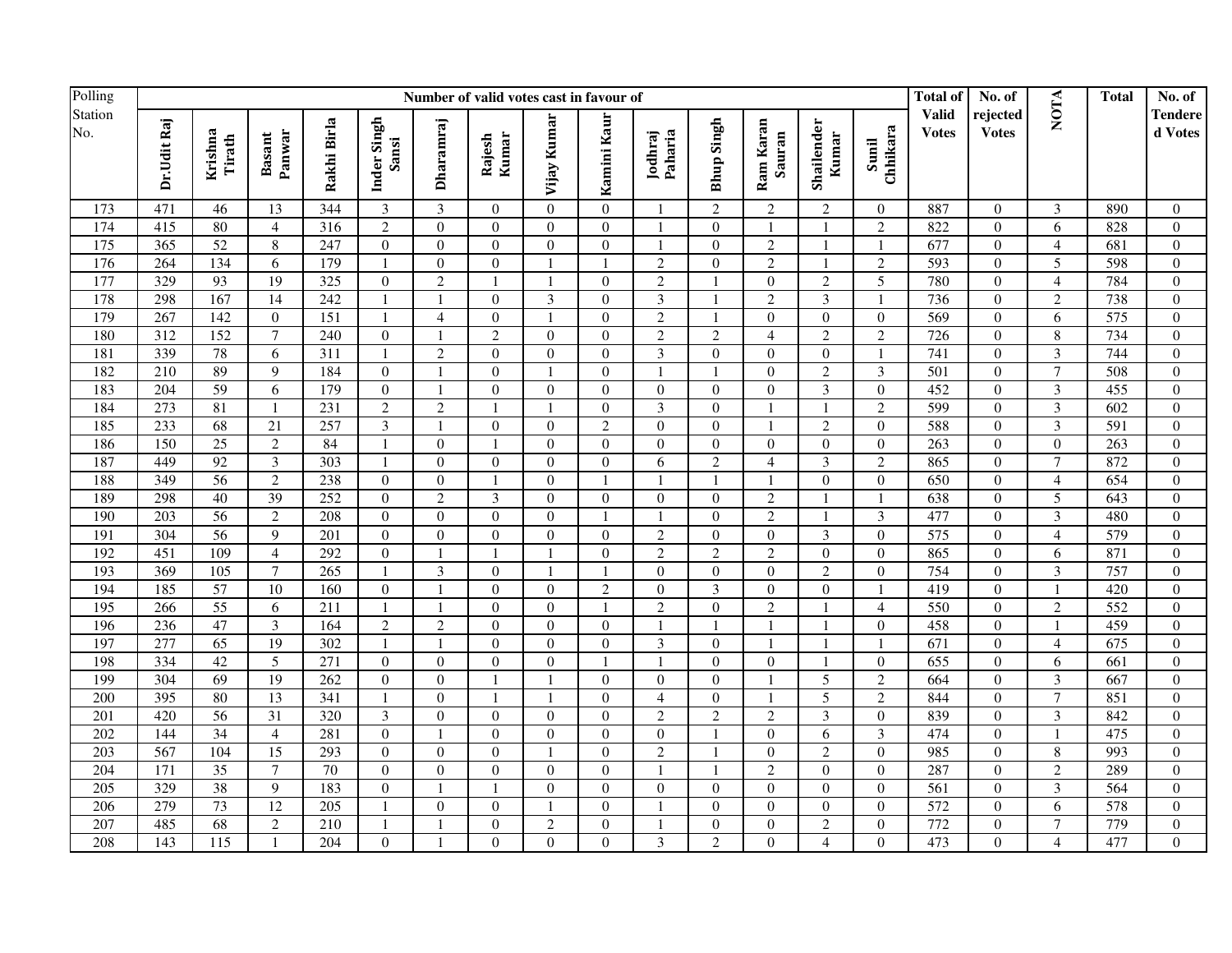| Polling Station No. | Number of valid votes cast in favour of | | | | | | | | | | | | | | Total of Valid Votes | No. of rejected Votes | NOTA | Total | No. of Tendered Votes |
|---|---|---|---|---|---|---|---|---|---|---|---|---|---|---|---|---|---|---|---|
| | Dr.Udit Raj | Krishna Tirath | Basant Panwar | Rakhi Birla | Inder Singh Sansi | Dharamraj | Rajesh Kumar | Vijay Kumar | Kamini Kaur | Jodhraj Paharia | Bhup Singh | Ram Karan Sauran | Shailender Kumar | Sunil Chhikara | | | | | |
| 173 | 471 | 46 | 13 | 344 | 3 | 3 | 0 | 0 | 0 | 1 | 2 | 2 | 2 | 0 | 887 | 0 | 3 | 890 | 0 |
| 174 | 415 | 80 | 4 | 316 | 2 | 0 | 0 | 0 | 0 | 1 | 0 | 1 | 1 | 2 | 822 | 0 | 6 | 828 | 0 |
| 175 | 365 | 52 | 8 | 247 | 0 | 0 | 0 | 0 | 0 | 1 | 0 | 2 | 1 | 1 | 677 | 0 | 4 | 681 | 0 |
| 176 | 264 | 134 | 6 | 179 | 1 | 0 | 0 | 1 | 1 | 2 | 0 | 2 | 1 | 2 | 593 | 0 | 5 | 598 | 0 |
| 177 | 329 | 93 | 19 | 325 | 0 | 2 | 1 | 1 | 0 | 2 | 1 | 0 | 2 | 5 | 780 | 0 | 4 | 784 | 0 |
| 178 | 298 | 167 | 14 | 242 | 1 | 1 | 0 | 3 | 0 | 3 | 1 | 2 | 3 | 1 | 736 | 0 | 2 | 738 | 0 |
| 179 | 267 | 142 | 0 | 151 | 1 | 4 | 0 | 1 | 0 | 2 | 1 | 0 | 0 | 0 | 569 | 0 | 6 | 575 | 0 |
| 180 | 312 | 152 | 7 | 240 | 0 | 1 | 2 | 0 | 0 | 2 | 2 | 4 | 2 | 2 | 726 | 0 | 8 | 734 | 0 |
| 181 | 339 | 78 | 6 | 311 | 1 | 2 | 0 | 0 | 0 | 3 | 0 | 0 | 0 | 1 | 741 | 0 | 3 | 744 | 0 |
| 182 | 210 | 89 | 9 | 184 | 0 | 1 | 0 | 1 | 0 | 1 | 1 | 0 | 2 | 3 | 501 | 0 | 7 | 508 | 0 |
| 183 | 204 | 59 | 6 | 179 | 0 | 1 | 0 | 0 | 0 | 0 | 0 | 0 | 3 | 0 | 452 | 0 | 3 | 455 | 0 |
| 184 | 273 | 81 | 1 | 231 | 2 | 2 | 1 | 1 | 0 | 3 | 0 | 1 | 1 | 2 | 599 | 0 | 3 | 602 | 0 |
| 185 | 233 | 68 | 21 | 257 | 3 | 1 | 0 | 0 | 2 | 0 | 0 | 1 | 2 | 0 | 588 | 0 | 3 | 591 | 0 |
| 186 | 150 | 25 | 2 | 84 | 1 | 0 | 1 | 0 | 0 | 0 | 0 | 0 | 0 | 0 | 263 | 0 | 0 | 263 | 0 |
| 187 | 449 | 92 | 3 | 303 | 1 | 0 | 0 | 0 | 0 | 6 | 2 | 4 | 3 | 2 | 865 | 0 | 7 | 872 | 0 |
| 188 | 349 | 56 | 2 | 238 | 0 | 0 | 1 | 0 | 1 | 1 | 1 | 1 | 0 | 0 | 650 | 0 | 4 | 654 | 0 |
| 189 | 298 | 40 | 39 | 252 | 0 | 2 | 3 | 0 | 0 | 0 | 0 | 2 | 1 | 1 | 638 | 0 | 5 | 643 | 0 |
| 190 | 203 | 56 | 2 | 208 | 0 | 0 | 0 | 0 | 1 | 1 | 0 | 2 | 1 | 3 | 477 | 0 | 3 | 480 | 0 |
| 191 | 304 | 56 | 9 | 201 | 0 | 0 | 0 | 0 | 0 | 2 | 0 | 0 | 3 | 0 | 575 | 0 | 4 | 579 | 0 |
| 192 | 451 | 109 | 4 | 292 | 0 | 1 | 1 | 1 | 0 | 2 | 2 | 2 | 0 | 0 | 865 | 0 | 6 | 871 | 0 |
| 193 | 369 | 105 | 7 | 265 | 1 | 3 | 0 | 1 | 1 | 0 | 0 | 0 | 2 | 0 | 754 | 0 | 3 | 757 | 0 |
| 194 | 185 | 57 | 10 | 160 | 0 | 1 | 0 | 0 | 2 | 0 | 3 | 0 | 0 | 1 | 419 | 0 | 1 | 420 | 0 |
| 195 | 266 | 55 | 6 | 211 | 1 | 1 | 0 | 0 | 1 | 2 | 0 | 2 | 1 | 4 | 550 | 0 | 2 | 552 | 0 |
| 196 | 236 | 47 | 3 | 164 | 2 | 2 | 0 | 0 | 0 | 1 | 1 | 1 | 1 | 0 | 458 | 0 | 1 | 459 | 0 |
| 197 | 277 | 65 | 19 | 302 | 1 | 1 | 0 | 0 | 0 | 3 | 0 | 1 | 1 | 1 | 671 | 0 | 4 | 675 | 0 |
| 198 | 334 | 42 | 5 | 271 | 0 | 0 | 0 | 0 | 1 | 1 | 0 | 0 | 1 | 0 | 655 | 0 | 6 | 661 | 0 |
| 199 | 304 | 69 | 19 | 262 | 0 | 0 | 1 | 1 | 0 | 0 | 0 | 1 | 5 | 2 | 664 | 0 | 3 | 667 | 0 |
| 200 | 395 | 80 | 13 | 341 | 1 | 0 | 1 | 1 | 0 | 4 | 0 | 1 | 5 | 2 | 844 | 0 | 7 | 851 | 0 |
| 201 | 420 | 56 | 31 | 320 | 3 | 0 | 0 | 0 | 0 | 2 | 2 | 2 | 3 | 0 | 839 | 0 | 3 | 842 | 0 |
| 202 | 144 | 34 | 4 | 281 | 0 | 1 | 0 | 0 | 0 | 0 | 1 | 0 | 6 | 3 | 474 | 0 | 1 | 475 | 0 |
| 203 | 567 | 104 | 15 | 293 | 0 | 0 | 0 | 1 | 0 | 2 | 1 | 0 | 2 | 0 | 985 | 0 | 8 | 993 | 0 |
| 204 | 171 | 35 | 7 | 70 | 0 | 0 | 0 | 0 | 0 | 1 | 1 | 2 | 0 | 0 | 287 | 0 | 2 | 289 | 0 |
| 205 | 329 | 38 | 9 | 183 | 0 | 1 | 1 | 0 | 0 | 0 | 0 | 0 | 0 | 0 | 561 | 0 | 3 | 564 | 0 |
| 206 | 279 | 73 | 12 | 205 | 1 | 0 | 0 | 1 | 0 | 1 | 0 | 0 | 0 | 0 | 572 | 0 | 6 | 578 | 0 |
| 207 | 485 | 68 | 2 | 210 | 1 | 1 | 0 | 2 | 0 | 1 | 0 | 0 | 2 | 0 | 772 | 0 | 7 | 779 | 0 |
| 208 | 143 | 115 | 1 | 204 | 0 | 1 | 0 | 0 | 0 | 3 | 2 | 0 | 4 | 0 | 473 | 0 | 4 | 477 | 0 |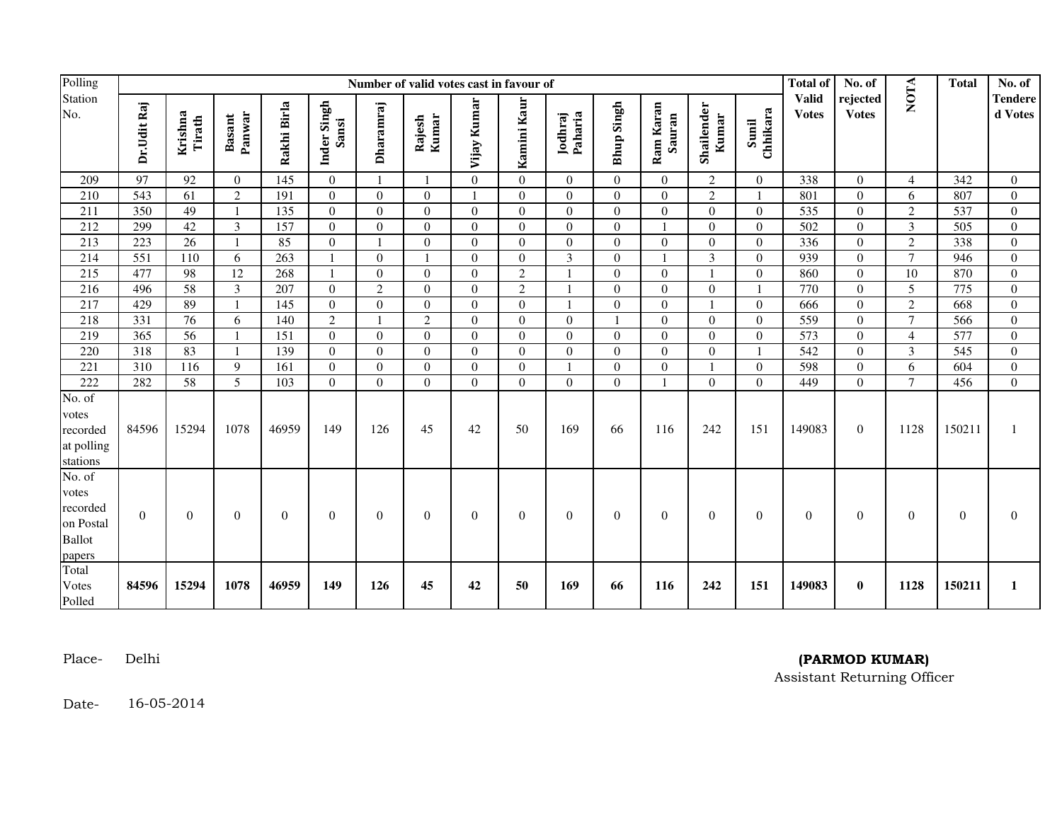| Polling Station No. | Number of valid votes cast in favour of | | | | | | | | | | | | | | Total of Valid Votes | No. of rejected Votes | NOTA | Total | No. of Tendered Votes |
|---|---|---|---|---|---|---|---|---|---|---|---|---|---|---|---|---|---|---|---|
| | Dr.Udit Raj | Krishna Tirath | Basant Panwar | Rakhi Birla | Inder Singh Sansi | Dharamraj | Rajesh Kumar | Vijay Kumar | Kamini Kaur | Jodhraj Paharia | Bhup Singh | Ram Karan Sauran | Shailender Kumar | Sunil Chhikara | | | | | |
| 209 | 97 | 92 | 0 | 145 | 0 | 1 | 1 | 0 | 0 | 0 | 0 | 0 | 2 | 0 | 338 | 0 | 4 | 342 | 0 |
| 210 | 543 | 61 | 2 | 191 | 0 | 0 | 0 | 1 | 0 | 0 | 0 | 0 | 2 | 1 | 801 | 0 | 6 | 807 | 0 |
| 211 | 350 | 49 | 1 | 135 | 0 | 0 | 0 | 0 | 0 | 0 | 0 | 0 | 0 | 0 | 535 | 0 | 2 | 537 | 0 |
| 212 | 299 | 42 | 3 | 157 | 0 | 0 | 0 | 0 | 0 | 0 | 0 | 1 | 0 | 0 | 502 | 0 | 3 | 505 | 0 |
| 213 | 223 | 26 | 1 | 85 | 0 | 1 | 0 | 0 | 0 | 0 | 0 | 0 | 0 | 0 | 336 | 0 | 2 | 338 | 0 |
| 214 | 551 | 110 | 6 | 263 | 1 | 0 | 1 | 0 | 0 | 3 | 0 | 1 | 3 | 0 | 939 | 0 | 7 | 946 | 0 |
| 215 | 477 | 98 | 12 | 268 | 1 | 0 | 0 | 0 | 2 | 1 | 0 | 0 | 1 | 0 | 860 | 0 | 10 | 870 | 0 |
| 216 | 496 | 58 | 3 | 207 | 0 | 2 | 0 | 0 | 2 | 1 | 0 | 0 | 0 | 1 | 770 | 0 | 5 | 775 | 0 |
| 217 | 429 | 89 | 1 | 145 | 0 | 0 | 0 | 0 | 0 | 1 | 0 | 0 | 1 | 0 | 666 | 0 | 2 | 668 | 0 |
| 218 | 331 | 76 | 6 | 140 | 2 | 1 | 2 | 0 | 0 | 0 | 1 | 0 | 0 | 0 | 559 | 0 | 7 | 566 | 0 |
| 219 | 365 | 56 | 1 | 151 | 0 | 0 | 0 | 0 | 0 | 0 | 0 | 0 | 0 | 0 | 573 | 0 | 4 | 577 | 0 |
| 220 | 318 | 83 | 1 | 139 | 0 | 0 | 0 | 0 | 0 | 0 | 0 | 0 | 0 | 1 | 542 | 0 | 3 | 545 | 0 |
| 221 | 310 | 116 | 9 | 161 | 0 | 0 | 0 | 0 | 0 | 1 | 0 | 0 | 1 | 0 | 598 | 0 | 6 | 604 | 0 |
| 222 | 282 | 58 | 5 | 103 | 0 | 0 | 0 | 0 | 0 | 0 | 0 | 1 | 0 | 0 | 449 | 0 | 7 | 456 | 0 |
| No. of votes recorded at polling stations | 84596 | 15294 | 1078 | 46959 | 149 | 126 | 45 | 42 | 50 | 169 | 66 | 116 | 242 | 151 | 149083 | 0 | 1128 | 150211 | 1 |
| No. of votes recorded on Postal Ballot papers | 0 | 0 | 0 | 0 | 0 | 0 | 0 | 0 | 0 | 0 | 0 | 0 | 0 | 0 | 0 | 0 | 0 | 0 | 0 |
| Total Votes Polled | **84596** | **15294** | **1078** | **46959** | **149** | **126** | **45** | **42** | **50** | **169** | **66** | **116** | **242** | **151** | **149083** | **0** | **1128** | **150211** | **1** |

Place- Delhi

**(PARMOD KUMAR)**
Assistant Returning Officer

Date- 16-05-2014